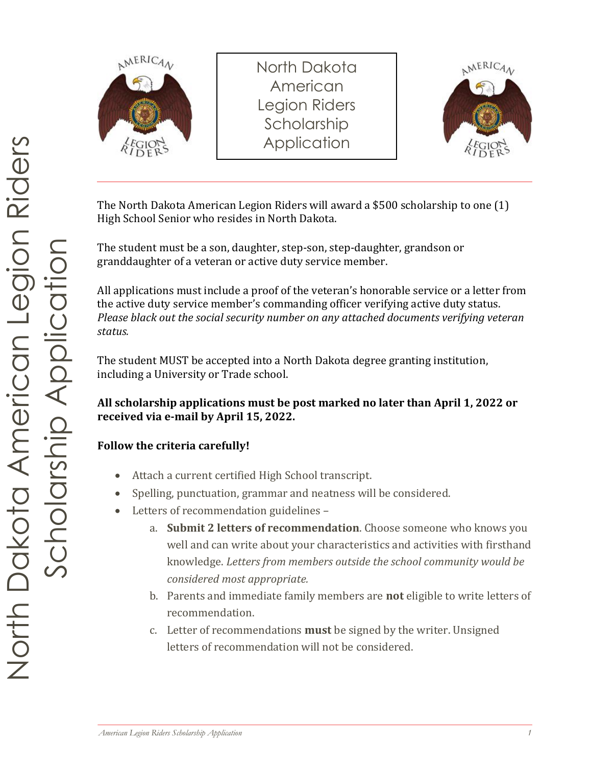# North Dakota American Legion Riders Scholarship Application

The North Dakota American Legion Riders will award a $500 scholarship to one (1) High School Senior who resides in North Dakota.

The student must be a son, daughter, step-son, step-daughter, grandson or granddaughter of a veteran or active duty service member.

All applications must include a proof of the veteran's honorable service or a letter from the active duty service member's commanding officer verifying active duty status. *Please black out the social security number on any attached documents verifying veteran status.*

The student MUST be accepted into a North Dakota degree granting institution, including a University or Trade school.

**All scholarship applications must be post marked no later than April 1, 2022 or received via e-mail by April 15, 2022.**

**Follow the criteria carefully!**

- Attach a current certified High School transcript.
- Spelling, punctuation, grammar and neatness will be considered.
- Letters of recommendation guidelines –
  a. **Submit 2 letters of recommendation**. Choose someone who knows you well and can write about your characteristics and activities with firsthand knowledge. *Letters from members outside the school community would be considered most appropriate.*
  b. Parents and immediate family members are **not** eligible to write letters of recommendation.
  c. Letter of recommendations **must** be signed by the writer. Unsigned letters of recommendation will not be considered.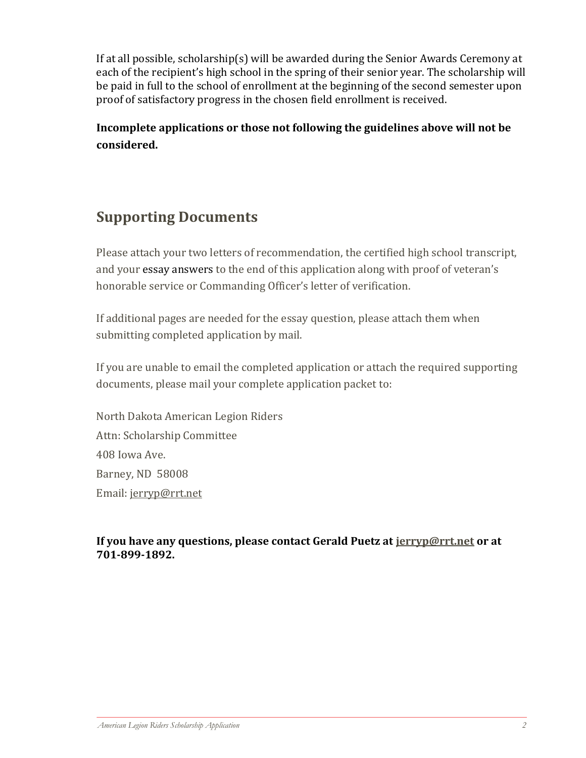If at all possible, scholarship(s) will be awarded during the Senior Awards Ceremony at each of the recipient's high school in the spring of their senior year. The scholarship will be paid in full to the school of enrollment at the beginning of the second semester upon proof of satisfactory progress in the chosen field enrollment is received.

**Incomplete applications or those not following the guidelines above will not be considered.**

## Supporting Documents

Please attach your two letters of recommendation, the certified high school transcript, and your essay answers to the end of this application along with proof of veteran's honorable service or Commanding Officer's letter of verification.

If additional pages are needed for the essay question, please attach them when submitting completed application by mail.

If you are unable to email the completed application or attach the required supporting documents, please mail your complete application packet to:

North Dakota American Legion Riders
Attn: Scholarship Committee
408 Iowa Ave.
Barney, ND 58008
Email: jerryp@rrt.net

**If you have any questions, please contact Gerald Puetz at jerryp@rrt.net or at 701-899-1892.**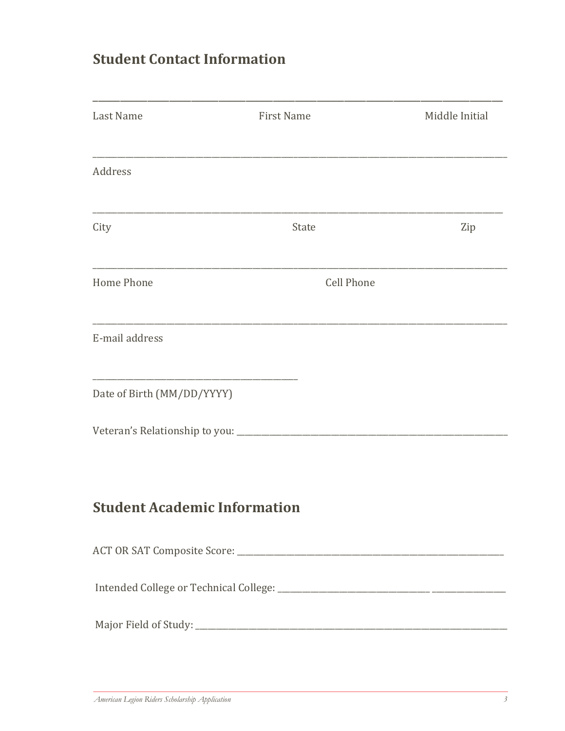## Student Contact Information

\_\_\_\_\_\_\_\_\_\_\_\_\_\_\_\_\_\_\_\_\_\_\_\_\_\_\_\_\_\_\_\_\_\_\_\_\_\_\_\_\_\_\_\_\_\_\_\_\_\_\_\_\_\_\_\_\_\_\_\_\_\_\_\_\_\_\_\_\_\_\_\_\_\_\_\_

Last Name First Name Middle Initial

\_\_\_\_\_\_\_\_\_\_\_\_\_\_\_\_\_\_\_\_\_\_\_\_\_\_\_\_\_\_\_\_\_\_\_\_\_\_\_\_\_\_\_\_\_\_\_\_\_\_\_\_\_\_\_\_\_\_\_\_\_\_\_\_\_\_\_\_\_\_\_\_\_\_\_\_

Address

\_\_\_\_\_\_\_\_\_\_\_\_\_\_\_\_\_\_\_\_\_\_\_\_\_\_\_\_\_\_\_\_\_\_\_\_\_\_\_\_\_\_\_\_\_\_\_\_\_\_\_\_\_\_\_\_\_\_\_\_\_\_\_\_\_\_\_\_\_\_\_\_\_\_\_\_

City State Zip

\_\_\_\_\_\_\_\_\_\_\_\_\_\_\_\_\_\_\_\_\_\_\_\_\_\_\_\_\_\_\_\_\_\_\_\_\_\_\_\_\_\_\_\_\_\_\_\_\_\_\_\_\_\_\_\_\_\_\_\_\_\_\_\_\_\_\_\_\_\_\_\_\_\_\_\_

Home Phone Cell Phone

\_\_\_\_\_\_\_\_\_\_\_\_\_\_\_\_\_\_\_\_\_\_\_\_\_\_\_\_\_\_\_\_\_\_\_\_\_\_\_\_\_\_\_\_\_\_\_\_\_\_\_\_\_\_\_\_\_\_\_\_\_\_\_\_\_\_\_\_\_\_\_\_\_\_\_\_

E-mail address

\_\_\_\_\_\_\_\_\_\_\_\_\_\_\_\_\_\_\_\_\_\_\_\_\_\_\_\_\_\_\_\_\_\_\_\_\_\_

Date of Birth (MM/DD/YYYY)

Veteran's Relationship to you: \_\_\_\_\_\_\_\_\_\_\_\_\_\_\_\_\_\_\_\_\_\_\_\_\_\_\_\_\_\_\_\_\_\_\_\_\_\_\_\_\_\_\_\_\_\_\_\_

## Student Academic Information

ACT OR SAT Composite Score: \_\_\_\_\_\_\_\_\_\_\_\_\_\_\_\_\_\_\_\_\_\_\_\_\_\_\_\_\_\_\_\_\_\_\_\_\_\_\_\_\_\_\_\_\_\_\_\_

Intended College or Technical College: \_\_\_\_\_\_\_\_\_\_\_\_\_\_\_\_\_\_\_\_\_\_\_\_\_\_\_ \_\_\_\_\_\_\_\_\_\_\_\_\_\_

Major Field of Study: \_\_\_\_\_\_\_\_\_\_\_\_\_\_\_\_\_\_\_\_\_\_\_\_\_\_\_\_\_\_\_\_\_\_\_\_\_\_\_\_\_\_\_\_\_\_\_\_\_\_\_\_\_\_\_\_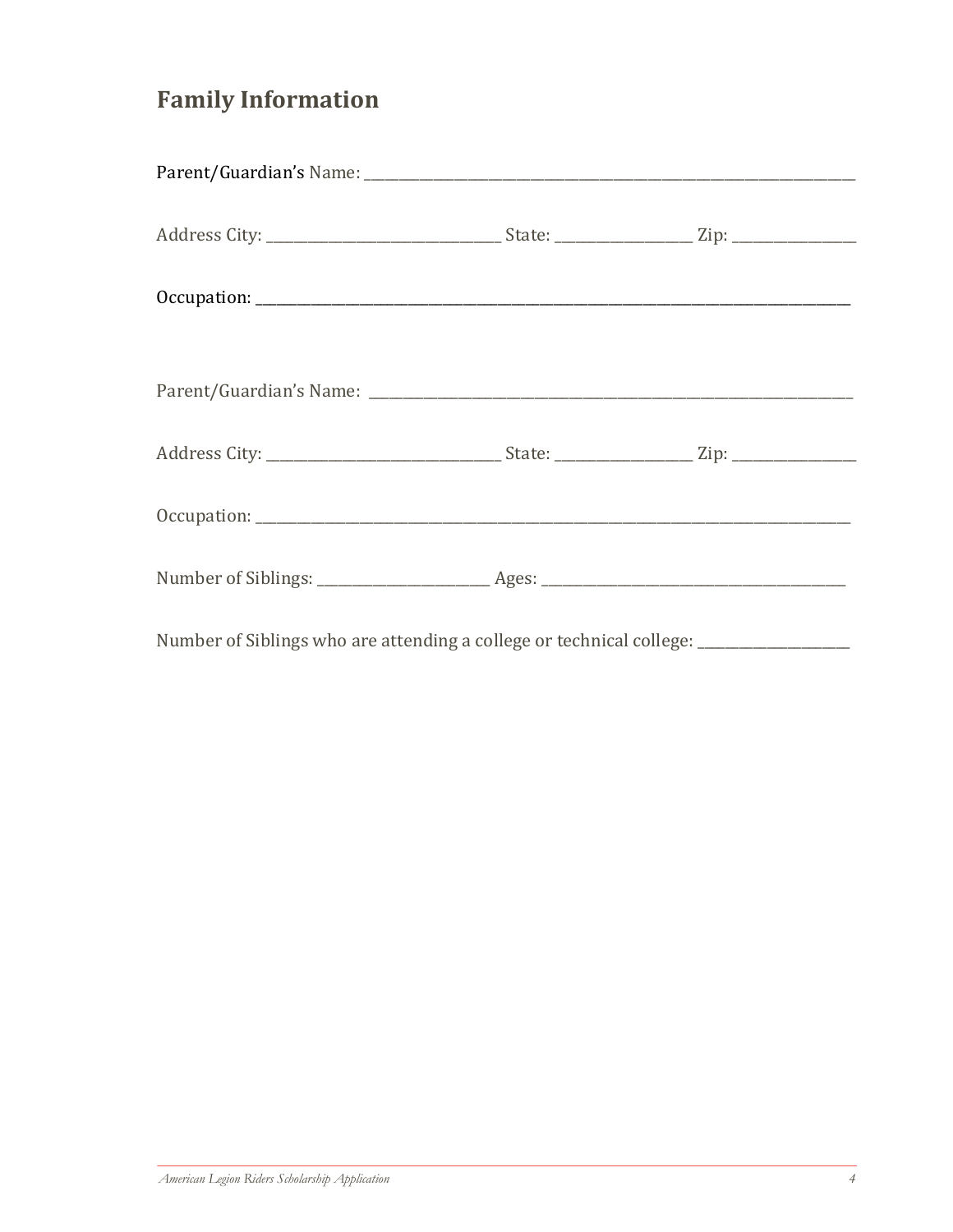## Family Information

Parent/Guardian's Name: ___________________________________________________________________________

Address City: ________________________________ State: ___________________ Zip: _________________

Occupation: _____________________________________________________________________________________

Parent/Guardian's Name: ___________________________________________________________________________

Address City: ________________________________ State: ___________________ Zip: _________________

Occupation: _____________________________________________________________________________________

Number of Siblings: _________________________ Ages: ______________________________________________

Number of Siblings who are attending a college or technical college: _____________________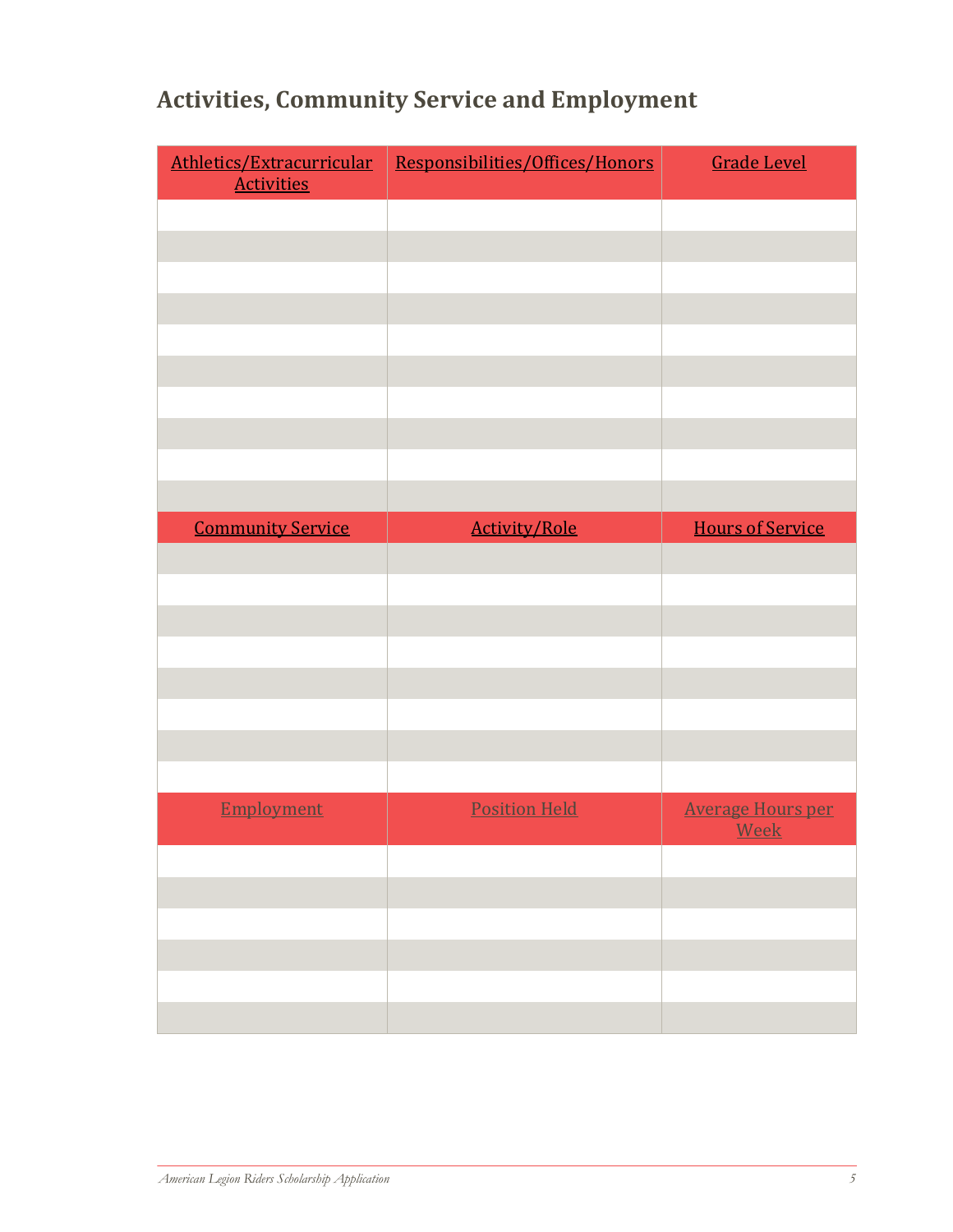## Activities, Community Service and Employment

| Athletics/Extracurricular Activities | Responsibilities/Offices/Honors | Grade Level |
|---|---|---|
| | | |
| | | |
| | | |
| | | |
| | | |
| | | |
| | | |
| | | |
| | | |
| | | |
| **Community Service** | **Activity/Role** | **Hours of Service** |
| | | |
| | | |
| | | |
| | | |
| | | |
| | | |
| | | |
| | | |
| **Employment** | **Position Held** | **Average Hours per Week** |
| | | |
| | | |
| | | |
| | | |
| | | |
| | | |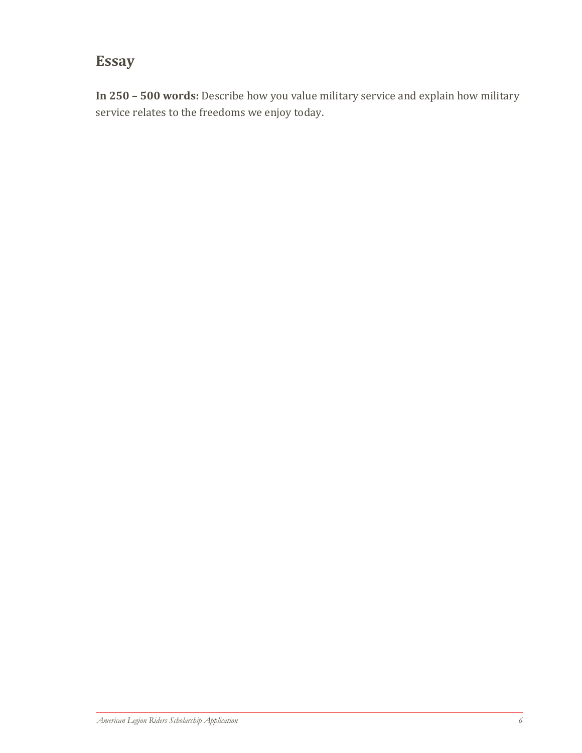## Essay

**In 250 – 500 words:** Describe how you value military service and explain how military service relates to the freedoms we enjoy today.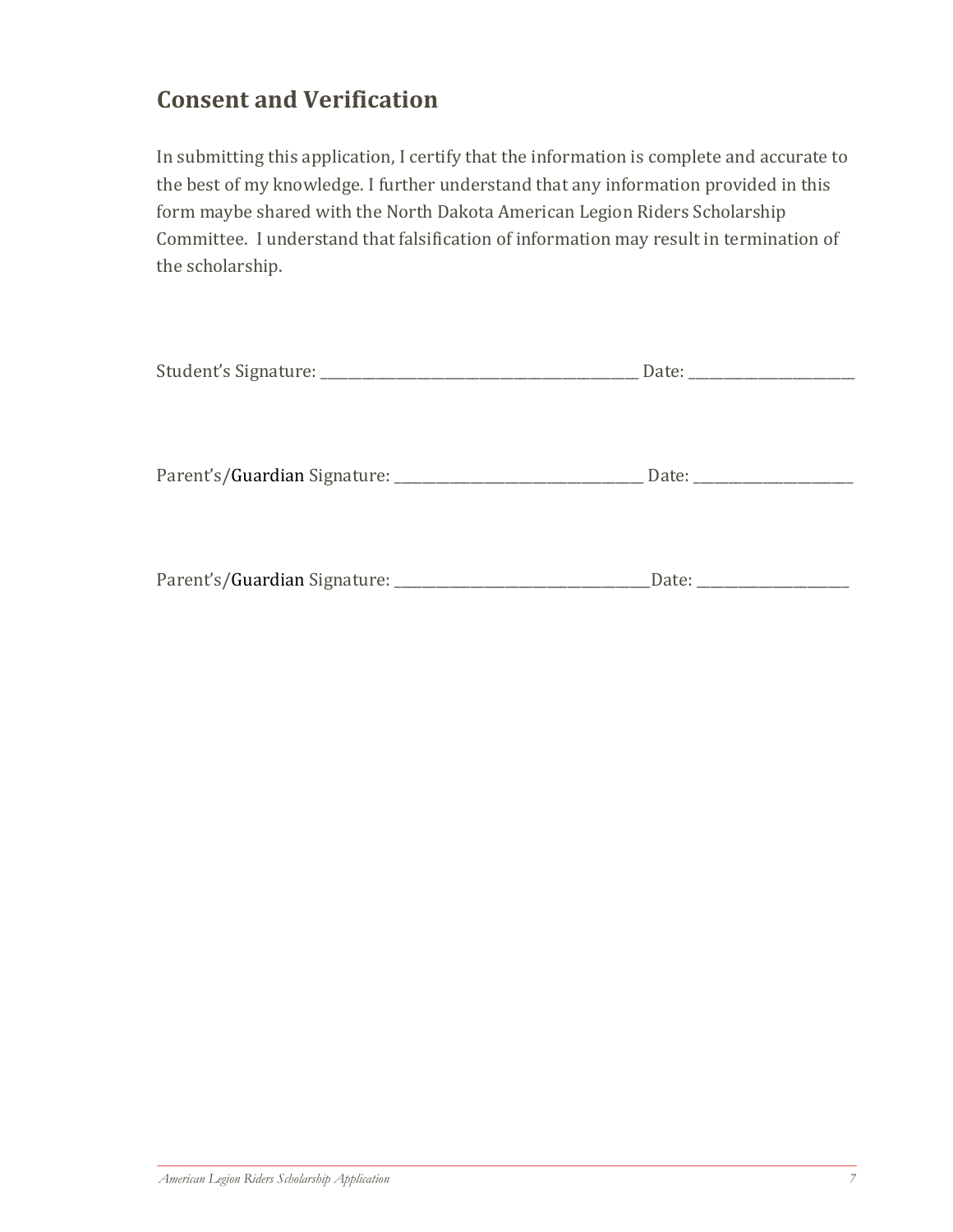## Consent and Verification

In submitting this application, I certify that the information is complete and accurate to the best of my knowledge. I further understand that any information provided in this form maybe shared with the North Dakota American Legion Riders Scholarship Committee. I understand that falsification of information may result in termination of the scholarship.

Student's Signature: ___________________________________________ Date: _______________________

Parent's/Guardian Signature: __________________________________ Date: ______________________

Parent's/Guardian Signature: __________________________________Date: _____________________